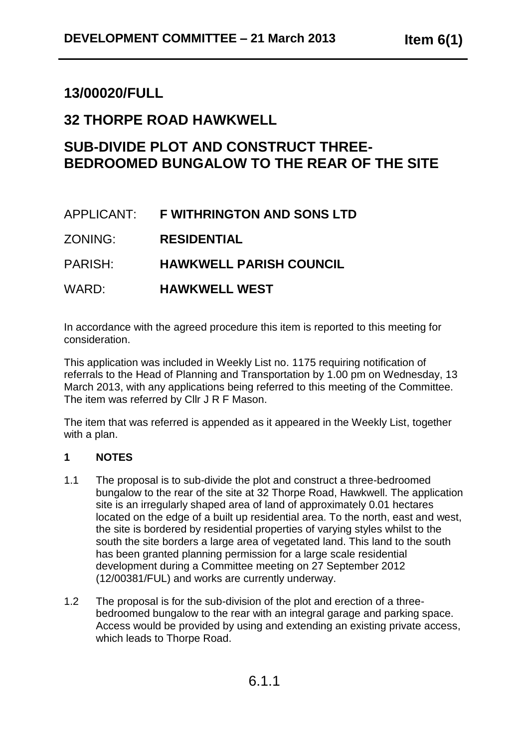# 13/00020/FULL

# 32 THORPE ROAD HAWKWELL

# SUB-DIVIDE PLOT AND CONSTRUCT THREE-BEDROOMED BUNGALOW TO THE REAR OF THE SITE

APPLICANT: **F WITHRINGTON AND SONS LTD**

ZONING: **RESIDENTIAL**

PARISH: **HAWKWELL PARISH COUNCIL**

WARD: **HAWKWELL WEST**

In accordance with the agreed procedure this item is reported to this meeting for consideration.

This application was included in Weekly List no. 1175 requiring notification of referrals to the Head of Planning and Transportation by 1.00 pm on Wednesday, 13 March 2013, with any applications being referred to this meeting of the Committee. The item was referred by Cllr J R F Mason.

The item that was referred is appended as it appeared in the Weekly List, together with a plan.

**1 NOTES**

1.1 The proposal is to sub-divide the plot and construct a three-bedroomed bungalow to the rear of the site at 32 Thorpe Road, Hawkwell. The application site is an irregularly shaped area of land of approximately 0.01 hectares located on the edge of a built up residential area. To the north, east and west, the site is bordered by residential properties of varying styles whilst to the south the site borders a large area of vegetated land. This land to the south has been granted planning permission for a large scale residential development during a Committee meeting on 27 September 2012 (12/00381/FUL) and works are currently underway.

1.2 The proposal is for the sub-division of the plot and erection of a three-bedroomed bungalow to the rear with an integral garage and parking space. Access would be provided by using and extending an existing private access, which leads to Thorpe Road.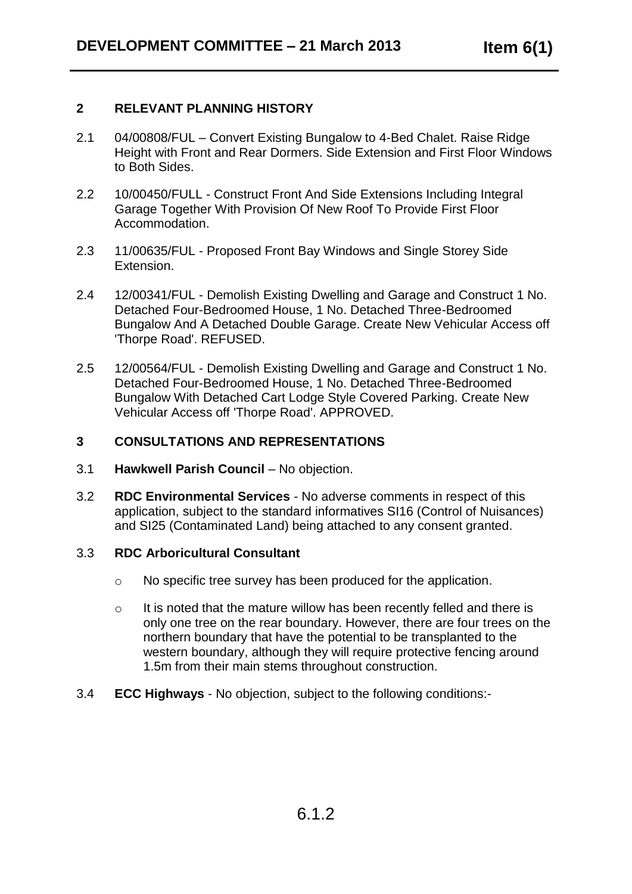## 2 RELEVANT PLANNING HISTORY

2.1 04/00808/FUL – Convert Existing Bungalow to 4-Bed Chalet. Raise Ridge Height with Front and Rear Dormers. Side Extension and First Floor Windows to Both Sides.

2.2 10/00450/FULL - Construct Front And Side Extensions Including Integral Garage Together With Provision Of New Roof To Provide First Floor Accommodation.

2.3 11/00635/FUL - Proposed Front Bay Windows and Single Storey Side Extension.

2.4 12/00341/FUL - Demolish Existing Dwelling and Garage and Construct 1 No. Detached Four-Bedroomed House, 1 No. Detached Three-Bedroomed Bungalow And A Detached Double Garage. Create New Vehicular Access off 'Thorpe Road'. REFUSED.

2.5 12/00564/FUL - Demolish Existing Dwelling and Garage and Construct 1 No. Detached Four-Bedroomed House, 1 No. Detached Three-Bedroomed Bungalow With Detached Cart Lodge Style Covered Parking. Create New Vehicular Access off 'Thorpe Road'. APPROVED.

## 3 CONSULTATIONS AND REPRESENTATIONS

3.1 **Hawkwell Parish Council** – No objection.

3.2 **RDC Environmental Services** - No adverse comments in respect of this application, subject to the standard informatives SI16 (Control of Nuisances) and SI25 (Contaminated Land) being attached to any consent granted.

3.3 **RDC Arboricultural Consultant**

- No specific tree survey has been produced for the application.
- It is noted that the mature willow has been recently felled and there is only one tree on the rear boundary. However, there are four trees on the northern boundary that have the potential to be transplanted to the western boundary, although they will require protective fencing around 1.5m from their main stems throughout construction.

3.4 **ECC Highways** - No objection, subject to the following conditions:-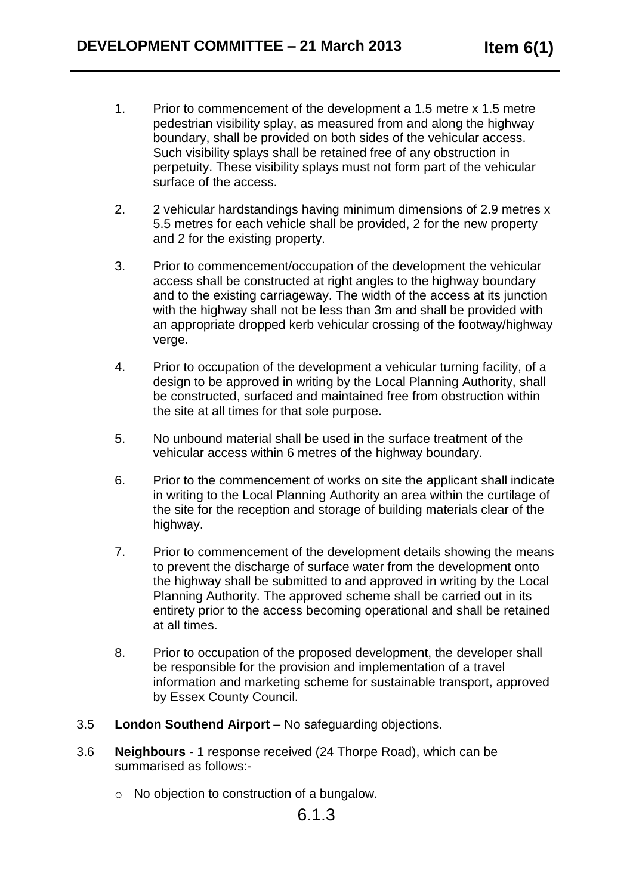1. Prior to commencement of the development a 1.5 metre x 1.5 metre pedestrian visibility splay, as measured from and along the highway boundary, shall be provided on both sides of the vehicular access. Such visibility splays shall be retained free of any obstruction in perpetuity. These visibility splays must not form part of the vehicular surface of the access.

2. 2 vehicular hardstandings having minimum dimensions of 2.9 metres x 5.5 metres for each vehicle shall be provided, 2 for the new property and 2 for the existing property.

3. Prior to commencement/occupation of the development the vehicular access shall be constructed at right angles to the highway boundary and to the existing carriageway. The width of the access at its junction with the highway shall not be less than 3m and shall be provided with an appropriate dropped kerb vehicular crossing of the footway/highway verge.

4. Prior to occupation of the development a vehicular turning facility, of a design to be approved in writing by the Local Planning Authority, shall be constructed, surfaced and maintained free from obstruction within the site at all times for that sole purpose.

5. No unbound material shall be used in the surface treatment of the vehicular access within 6 metres of the highway boundary.

6. Prior to the commencement of works on site the applicant shall indicate in writing to the Local Planning Authority an area within the curtilage of the site for the reception and storage of building materials clear of the highway.

7. Prior to commencement of the development details showing the means to prevent the discharge of surface water from the development onto the highway shall be submitted to and approved in writing by the Local Planning Authority. The approved scheme shall be carried out in its entirety prior to the access becoming operational and shall be retained at all times.

8. Prior to occupation of the proposed development, the developer shall be responsible for the provision and implementation of a travel information and marketing scheme for sustainable transport, approved by Essex County Council.

3.5 **London Southend Airport** – No safeguarding objections.

3.6 **Neighbours** - 1 response received (24 Thorpe Road), which can be summarised as follows:-

- No objection to construction of a bungalow.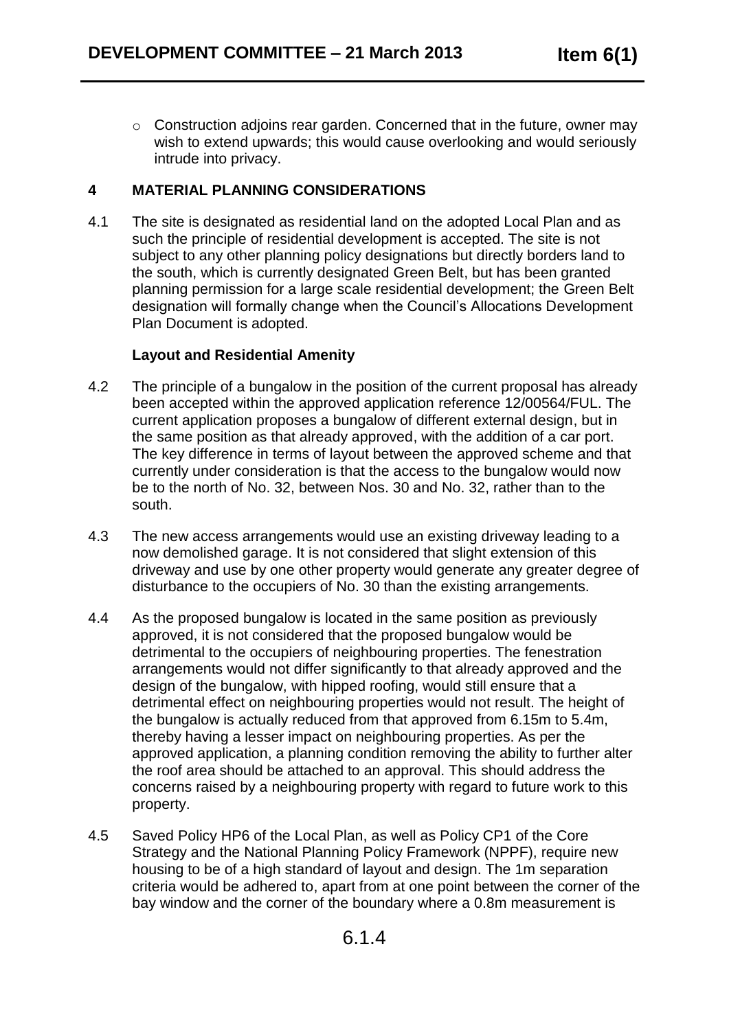- Construction adjoins rear garden. Concerned that in the future, owner may wish to extend upwards; this would cause overlooking and would seriously intrude into privacy.

## 4 MATERIAL PLANNING CONSIDERATIONS

4.1 The site is designated as residential land on the adopted Local Plan and as such the principle of residential development is accepted. The site is not subject to any other planning policy designations but directly borders land to the south, which is currently designated Green Belt, but has been granted planning permission for a large scale residential development; the Green Belt designation will formally change when the Council's Allocations Development Plan Document is adopted.

### Layout and Residential Amenity

4.2 The principle of a bungalow in the position of the current proposal has already been accepted within the approved application reference 12/00564/FUL. The current application proposes a bungalow of different external design, but in the same position as that already approved, with the addition of a car port. The key difference in terms of layout between the approved scheme and that currently under consideration is that the access to the bungalow would now be to the north of No. 32, between Nos. 30 and No. 32, rather than to the south.

4.3 The new access arrangements would use an existing driveway leading to a now demolished garage. It is not considered that slight extension of this driveway and use by one other property would generate any greater degree of disturbance to the occupiers of No. 30 than the existing arrangements.

4.4 As the proposed bungalow is located in the same position as previously approved, it is not considered that the proposed bungalow would be detrimental to the occupiers of neighbouring properties. The fenestration arrangements would not differ significantly to that already approved and the design of the bungalow, with hipped roofing, would still ensure that a detrimental effect on neighbouring properties would not result. The height of the bungalow is actually reduced from that approved from 6.15m to 5.4m, thereby having a lesser impact on neighbouring properties. As per the approved application, a planning condition removing the ability to further alter the roof area should be attached to an approval. This should address the concerns raised by a neighbouring property with regard to future work to this property.

4.5 Saved Policy HP6 of the Local Plan, as well as Policy CP1 of the Core Strategy and the National Planning Policy Framework (NPPF), require new housing to be of a high standard of layout and design. The 1m separation criteria would be adhered to, apart from at one point between the corner of the bay window and the corner of the boundary where a 0.8m measurement is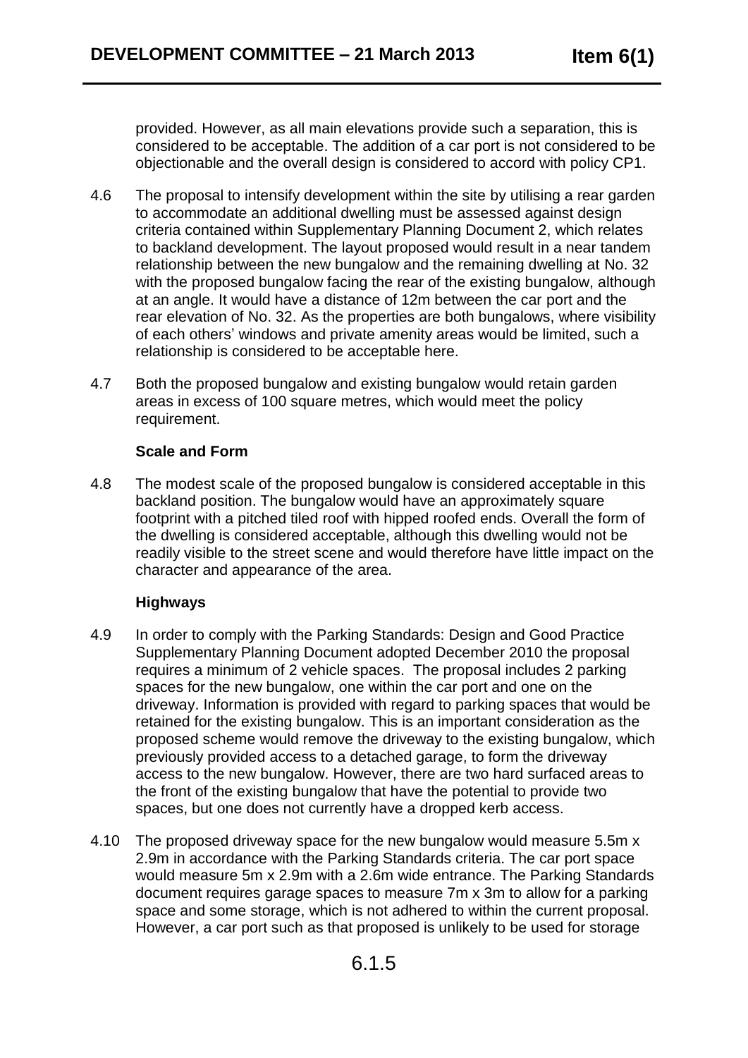provided. However, as all main elevations provide such a separation, this is considered to be acceptable. The addition of a car port is not considered to be objectionable and the overall design is considered to accord with policy CP1.

4.6 The proposal to intensify development within the site by utilising a rear garden to accommodate an additional dwelling must be assessed against design criteria contained within Supplementary Planning Document 2, which relates to backland development. The layout proposed would result in a near tandem relationship between the new bungalow and the remaining dwelling at No. 32 with the proposed bungalow facing the rear of the existing bungalow, although at an angle. It would have a distance of 12m between the car port and the rear elevation of No. 32. As the properties are both bungalows, where visibility of each others' windows and private amenity areas would be limited, such a relationship is considered to be acceptable here.

4.7 Both the proposed bungalow and existing bungalow would retain garden areas in excess of 100 square metres, which would meet the policy requirement.

**Scale and Form**

4.8 The modest scale of the proposed bungalow is considered acceptable in this backland position. The bungalow would have an approximately square footprint with a pitched tiled roof with hipped roofed ends. Overall the form of the dwelling is considered acceptable, although this dwelling would not be readily visible to the street scene and would therefore have little impact on the character and appearance of the area.

**Highways**

4.9 In order to comply with the Parking Standards: Design and Good Practice Supplementary Planning Document adopted December 2010 the proposal requires a minimum of 2 vehicle spaces. The proposal includes 2 parking spaces for the new bungalow, one within the car port and one on the driveway. Information is provided with regard to parking spaces that would be retained for the existing bungalow. This is an important consideration as the proposed scheme would remove the driveway to the existing bungalow, which previously provided access to a detached garage, to form the driveway access to the new bungalow. However, there are two hard surfaced areas to the front of the existing bungalow that have the potential to provide two spaces, but one does not currently have a dropped kerb access.

4.10 The proposed driveway space for the new bungalow would measure 5.5m x 2.9m in accordance with the Parking Standards criteria. The car port space would measure 5m x 2.9m with a 2.6m wide entrance. The Parking Standards document requires garage spaces to measure 7m x 3m to allow for a parking space and some storage, which is not adhered to within the current proposal. However, a car port such as that proposed is unlikely to be used for storage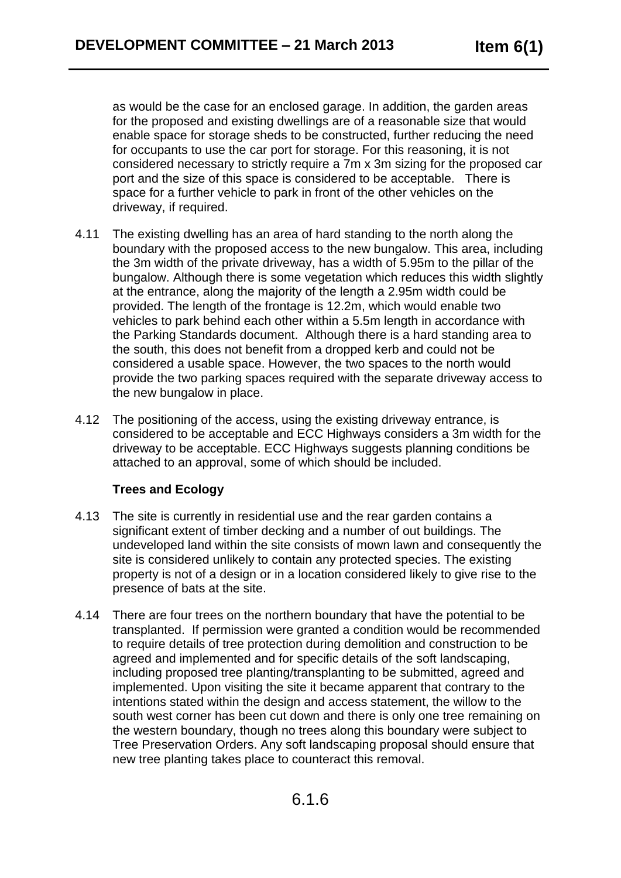as would be the case for an enclosed garage. In addition, the garden areas for the proposed and existing dwellings are of a reasonable size that would enable space for storage sheds to be constructed, further reducing the need for occupants to use the car port for storage. For this reasoning, it is not considered necessary to strictly require a 7m x 3m sizing for the proposed car port and the size of this space is considered to be acceptable. There is space for a further vehicle to park in front of the other vehicles on the driveway, if required.

4.11 The existing dwelling has an area of hard standing to the north along the boundary with the proposed access to the new bungalow. This area, including the 3m width of the private driveway, has a width of 5.95m to the pillar of the bungalow. Although there is some vegetation which reduces this width slightly at the entrance, along the majority of the length a 2.95m width could be provided. The length of the frontage is 12.2m, which would enable two vehicles to park behind each other within a 5.5m length in accordance with the Parking Standards document. Although there is a hard standing area to the south, this does not benefit from a dropped kerb and could not be considered a usable space. However, the two spaces to the north would provide the two parking spaces required with the separate driveway access to the new bungalow in place.

4.12 The positioning of the access, using the existing driveway entrance, is considered to be acceptable and ECC Highways considers a 3m width for the driveway to be acceptable. ECC Highways suggests planning conditions be attached to an approval, some of which should be included.

**Trees and Ecology**

4.13 The site is currently in residential use and the rear garden contains a significant extent of timber decking and a number of out buildings. The undeveloped land within the site consists of mown lawn and consequently the site is considered unlikely to contain any protected species. The existing property is not of a design or in a location considered likely to give rise to the presence of bats at the site.

4.14 There are four trees on the northern boundary that have the potential to be transplanted. If permission were granted a condition would be recommended to require details of tree protection during demolition and construction to be agreed and implemented and for specific details of the soft landscaping, including proposed tree planting/transplanting to be submitted, agreed and implemented. Upon visiting the site it became apparent that contrary to the intentions stated within the design and access statement, the willow to the south west corner has been cut down and there is only one tree remaining on the western boundary, though no trees along this boundary were subject to Tree Preservation Orders. Any soft landscaping proposal should ensure that new tree planting takes place to counteract this removal.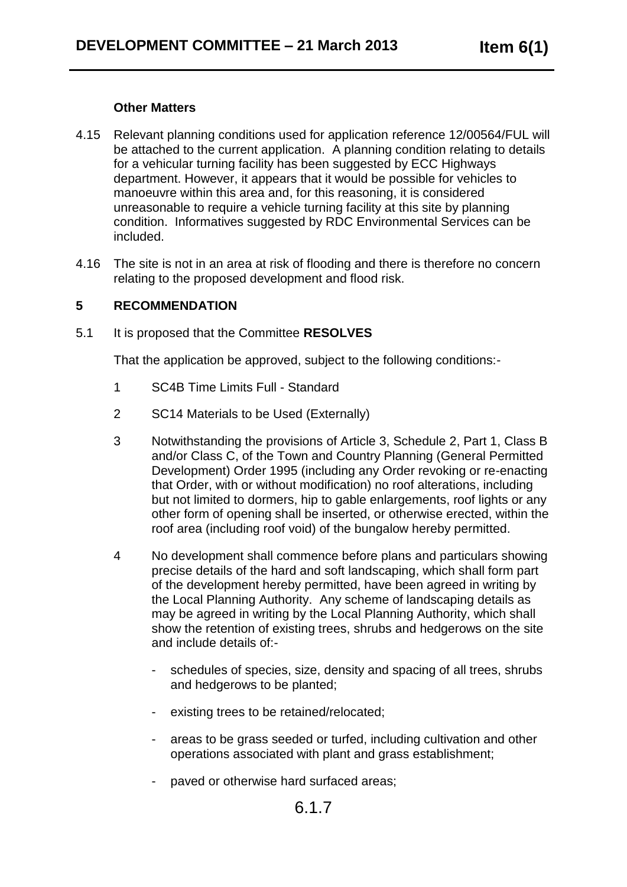**Other Matters**

4.15 Relevant planning conditions used for application reference 12/00564/FUL will be attached to the current application. A planning condition relating to details for a vehicular turning facility has been suggested by ECC Highways department. However, it appears that it would be possible for vehicles to manoeuvre within this area and, for this reasoning, it is considered unreasonable to require a vehicle turning facility at this site by planning condition. Informatives suggested by RDC Environmental Services can be included.

4.16 The site is not in an area at risk of flooding and there is therefore no concern relating to the proposed development and flood risk.

## 5 RECOMMENDATION

5.1 It is proposed that the Committee **RESOLVES**

That the application be approved, subject to the following conditions:-

1. SC4B Time Limits Full - Standard

2. SC14 Materials to be Used (Externally)

3. Notwithstanding the provisions of Article 3, Schedule 2, Part 1, Class B and/or Class C, of the Town and Country Planning (General Permitted Development) Order 1995 (including any Order revoking or re-enacting that Order, with or without modification) no roof alterations, including but not limited to dormers, hip to gable enlargements, roof lights or any other form of opening shall be inserted, or otherwise erected, within the roof area (including roof void) of the bungalow hereby permitted.

4. No development shall commence before plans and particulars showing precise details of the hard and soft landscaping, which shall form part of the development hereby permitted, have been agreed in writing by the Local Planning Authority. Any scheme of landscaping details as may be agreed in writing by the Local Planning Authority, which shall show the retention of existing trees, shrubs and hedgerows on the site and include details of:-

   - schedules of species, size, density and spacing of all trees, shrubs and hedgerows to be planted;
   - existing trees to be retained/relocated;
   - areas to be grass seeded or turfed, including cultivation and other operations associated with plant and grass establishment;
   - paved or otherwise hard surfaced areas;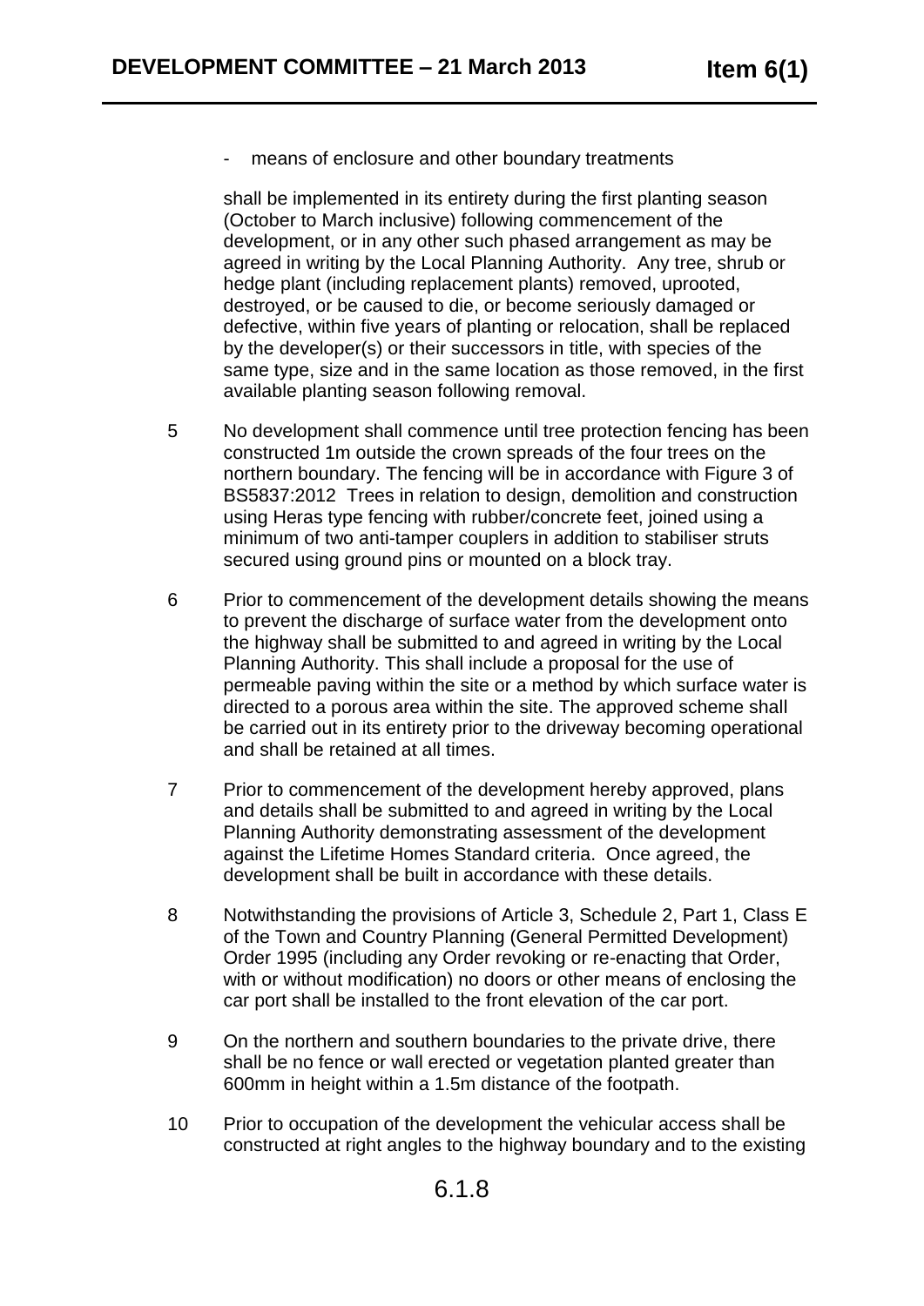- means of enclosure and other boundary treatments

shall be implemented in its entirety during the first planting season (October to March inclusive) following commencement of the development, or in any other such phased arrangement as may be agreed in writing by the Local Planning Authority. Any tree, shrub or hedge plant (including replacement plants) removed, uprooted, destroyed, or be caused to die, or become seriously damaged or defective, within five years of planting or relocation, shall be replaced by the developer(s) or their successors in title, with species of the same type, size and in the same location as those removed, in the first available planting season following removal.

5 No development shall commence until tree protection fencing has been constructed 1m outside the crown spreads of the four trees on the northern boundary. The fencing will be in accordance with Figure 3 of BS5837:2012 Trees in relation to design, demolition and construction using Heras type fencing with rubber/concrete feet, joined using a minimum of two anti-tamper couplers in addition to stabiliser struts secured using ground pins or mounted on a block tray.

6 Prior to commencement of the development details showing the means to prevent the discharge of surface water from the development onto the highway shall be submitted to and agreed in writing by the Local Planning Authority. This shall include a proposal for the use of permeable paving within the site or a method by which surface water is directed to a porous area within the site. The approved scheme shall be carried out in its entirety prior to the driveway becoming operational and shall be retained at all times.

7 Prior to commencement of the development hereby approved, plans and details shall be submitted to and agreed in writing by the Local Planning Authority demonstrating assessment of the development against the Lifetime Homes Standard criteria. Once agreed, the development shall be built in accordance with these details.

8 Notwithstanding the provisions of Article 3, Schedule 2, Part 1, Class E of the Town and Country Planning (General Permitted Development) Order 1995 (including any Order revoking or re-enacting that Order, with or without modification) no doors or other means of enclosing the car port shall be installed to the front elevation of the car port.

9 On the northern and southern boundaries to the private drive, there shall be no fence or wall erected or vegetation planted greater than 600mm in height within a 1.5m distance of the footpath.

10 Prior to occupation of the development the vehicular access shall be constructed at right angles to the highway boundary and to the existing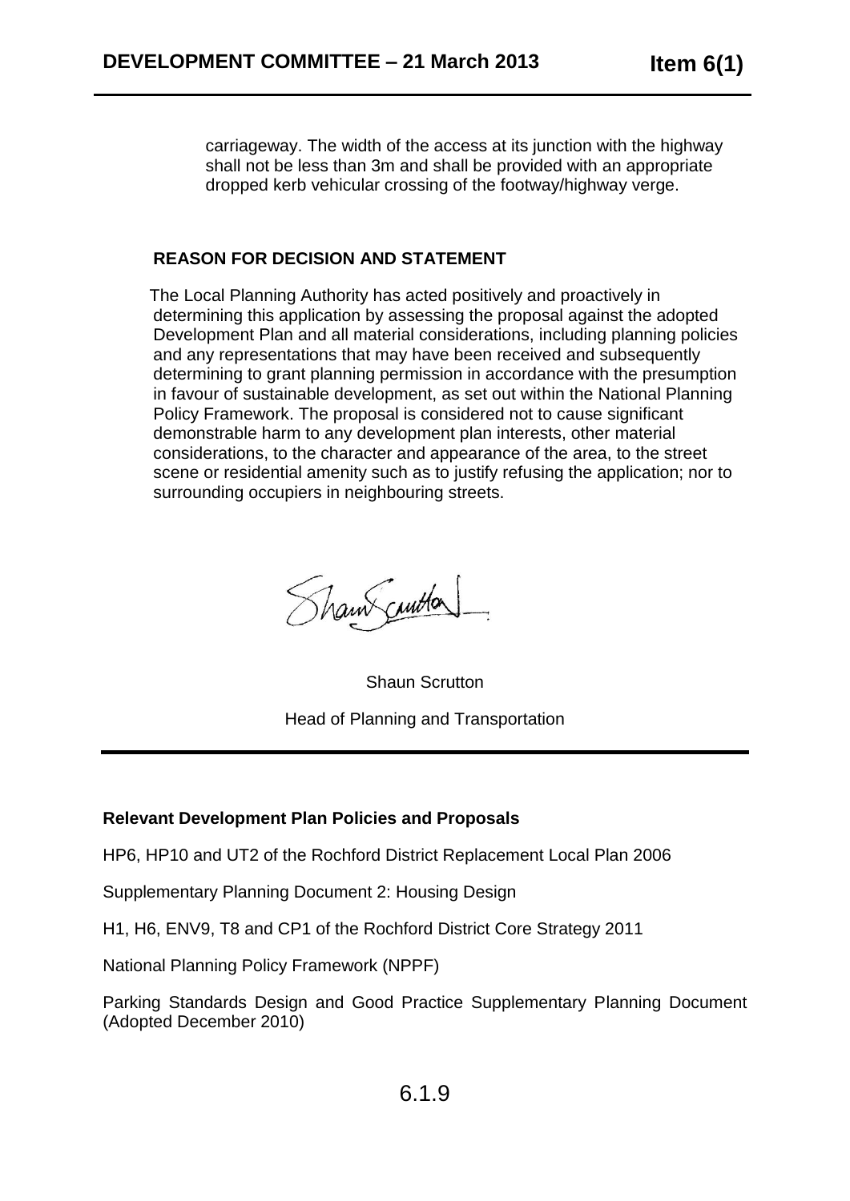carriageway. The width of the access at its junction with the highway shall not be less than 3m and shall be provided with an appropriate dropped kerb vehicular crossing of the footway/highway verge.

**REASON FOR DECISION AND STATEMENT**

The Local Planning Authority has acted positively and proactively in determining this application by assessing the proposal against the adopted Development Plan and all material considerations, including planning policies and any representations that may have been received and subsequently determining to grant planning permission in accordance with the presumption in favour of sustainable development, as set out within the National Planning Policy Framework. The proposal is considered not to cause significant demonstrable harm to any development plan interests, other material considerations, to the character and appearance of the area, to the street scene or residential amenity such as to justify refusing the application; nor to surrounding occupiers in neighbouring streets.

Shaun Scrutton

Head of Planning and Transportation

---

**Relevant Development Plan Policies and Proposals**

HP6, HP10 and UT2 of the Rochford District Replacement Local Plan 2006

Supplementary Planning Document 2: Housing Design

H1, H6, ENV9, T8 and CP1 of the Rochford District Core Strategy 2011

National Planning Policy Framework (NPPF)

Parking Standards Design and Good Practice Supplementary Planning Document (Adopted December 2010)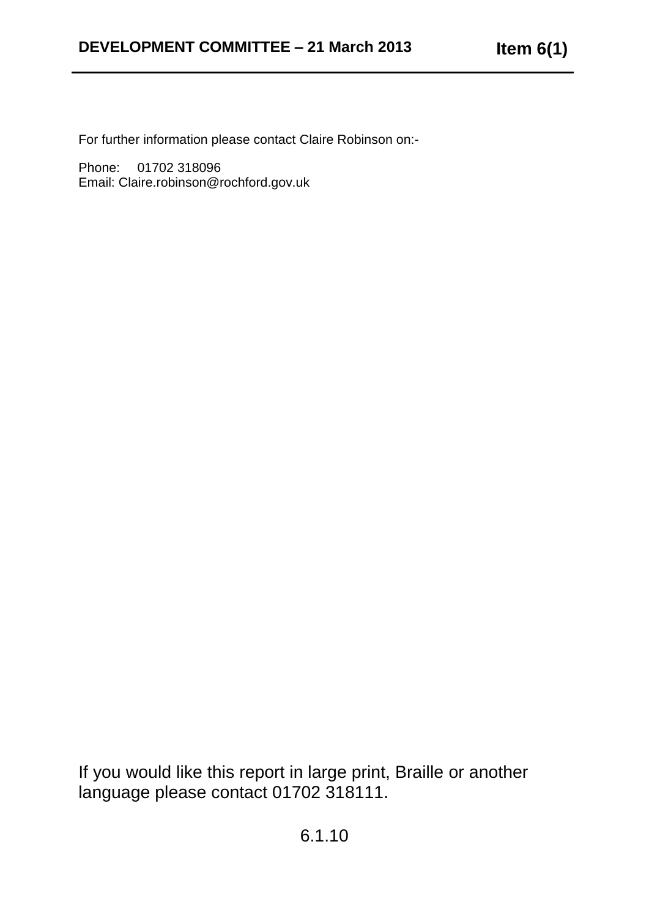For further information please contact Claire Robinson on:-

Phone: 01702 318096
Email: Claire.robinson@rochford.gov.uk

If you would like this report in large print, Braille or another language please contact 01702 318111.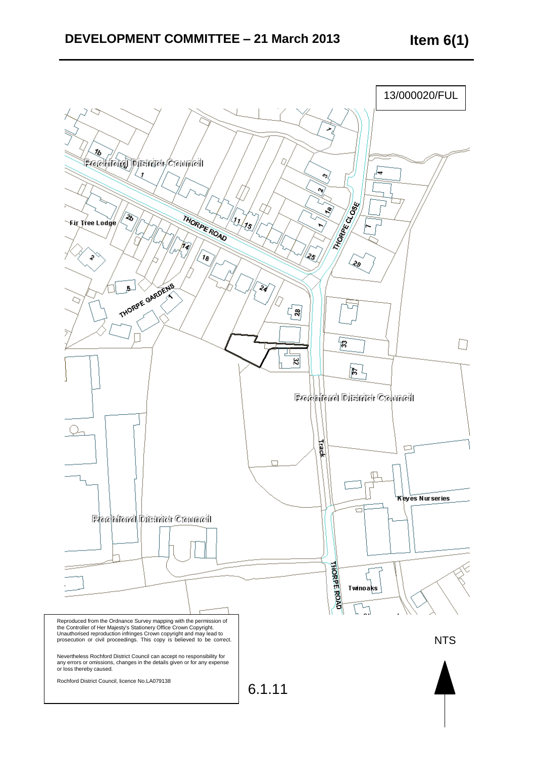# DEVELOPMENT COMMITTEE – 21 March 2013

**Item 6(1)**

13/000020/FUL

Reproduced from the Ordnance Survey mapping with the permission of the Controller of Her Majesty's Stationery Office Crown Copyright. Unauthorised reproduction infringes Crown copyright and may lead to prosecution or civil proceedings. This copy is believed to be correct.

Nevertheless Rochford District Council can accept no responsibility for any errors or omissions, changes in the details given or for any expense or loss thereby caused.

Rochford District Council, licence No.LA079138

NTS